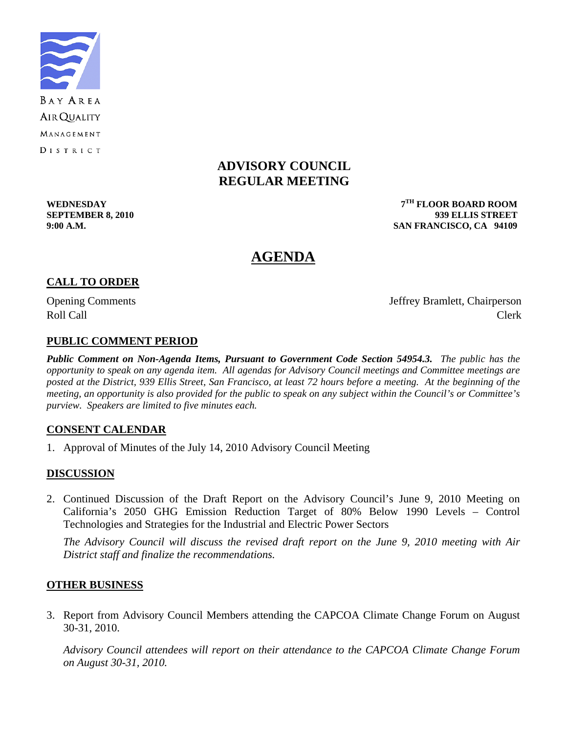BAY AREA
AIR QUALITY
MANAGEMENT
DISTRICT

# ADVISORY COUNCIL
# REGULAR MEETING

**WEDNESDAY**
**SEPTEMBER 8, 2010**
**9:00 A.M.**

**7TH FLOOR BOARD ROOM**
**939 ELLIS STREET**
**SAN FRANCISCO, CA 94109**

# AGENDA

## CALL TO ORDER

Opening Comments — Jeffrey Bramlett, Chairperson
Roll Call — Clerk

## PUBLIC COMMENT PERIOD

***Public Comment on Non-Agenda Items, Pursuant to Government Code Section 54954.3.*** *The public has the opportunity to speak on any agenda item. All agendas for Advisory Council meetings and Committee meetings are posted at the District, 939 Ellis Street, San Francisco, at least 72 hours before a meeting. At the beginning of the meeting, an opportunity is also provided for the public to speak on any subject within the Council's or Committee's purview. Speakers are limited to five minutes each.*

## CONSENT CALENDAR

1. Approval of Minutes of the July 14, 2010 Advisory Council Meeting

## DISCUSSION

2. Continued Discussion of the Draft Report on the Advisory Council's June 9, 2010 Meeting on California's 2050 GHG Emission Reduction Target of 80% Below 1990 Levels – Control Technologies and Strategies for the Industrial and Electric Power Sectors

   *The Advisory Council will discuss the revised draft report on the June 9, 2010 meeting with Air District staff and finalize the recommendations.*

## OTHER BUSINESS

3. Report from Advisory Council Members attending the CAPCOA Climate Change Forum on August 30-31, 2010.

   *Advisory Council attendees will report on their attendance to the CAPCOA Climate Change Forum on August 30-31, 2010.*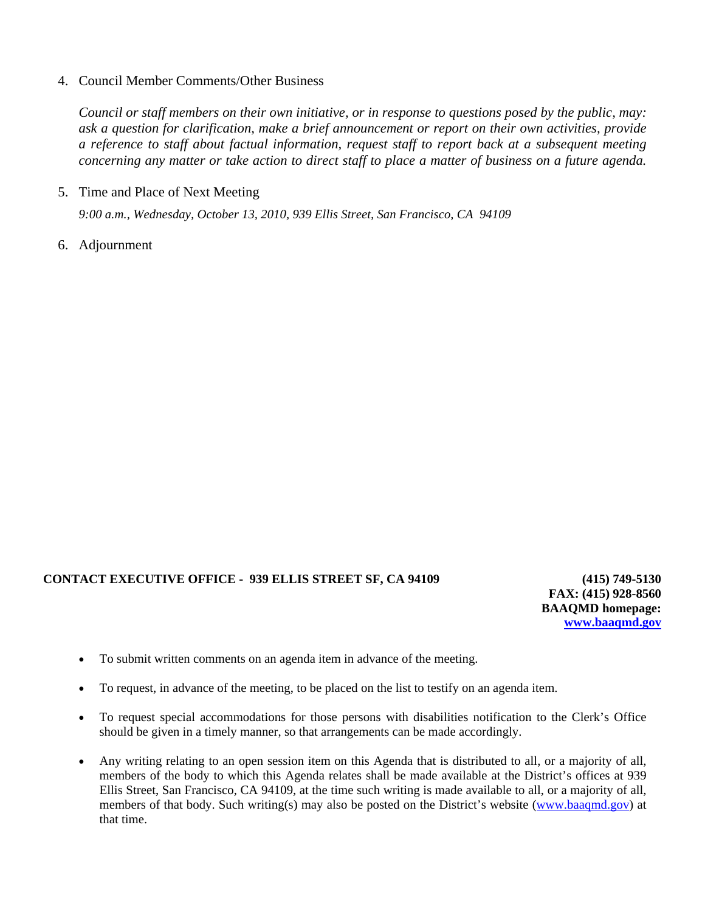4. Council Member Comments/Other Business

   *Council or staff members on their own initiative, or in response to questions posed by the public, may: ask a question for clarification, make a brief announcement or report on their own activities, provide a reference to staff about factual information, request staff to report back at a subsequent meeting concerning any matter or take action to direct staff to place a matter of business on a future agenda.*

5. Time and Place of Next Meeting

   *9:00 a.m., Wednesday, October 13, 2010, 939 Ellis Street, San Francisco, CA 94109*

6. Adjournment

**CONTACT EXECUTIVE OFFICE - 939 ELLIS STREET SF, CA 94109** **(415) 749-5130**
**FAX: (415) 928-8560**
**BAAQMD homepage:**
**www.baaqmd.gov**

- To submit written comments on an agenda item in advance of the meeting.

- To request, in advance of the meeting, to be placed on the list to testify on an agenda item.

- To request special accommodations for those persons with disabilities notification to the Clerk's Office should be given in a timely manner, so that arrangements can be made accordingly.

- Any writing relating to an open session item on this Agenda that is distributed to all, or a majority of all, members of the body to which this Agenda relates shall be made available at the District's offices at 939 Ellis Street, San Francisco, CA 94109, at the time such writing is made available to all, or a majority of all, members of that body. Such writing(s) may also be posted on the District's website (www.baaqmd.gov) at that time.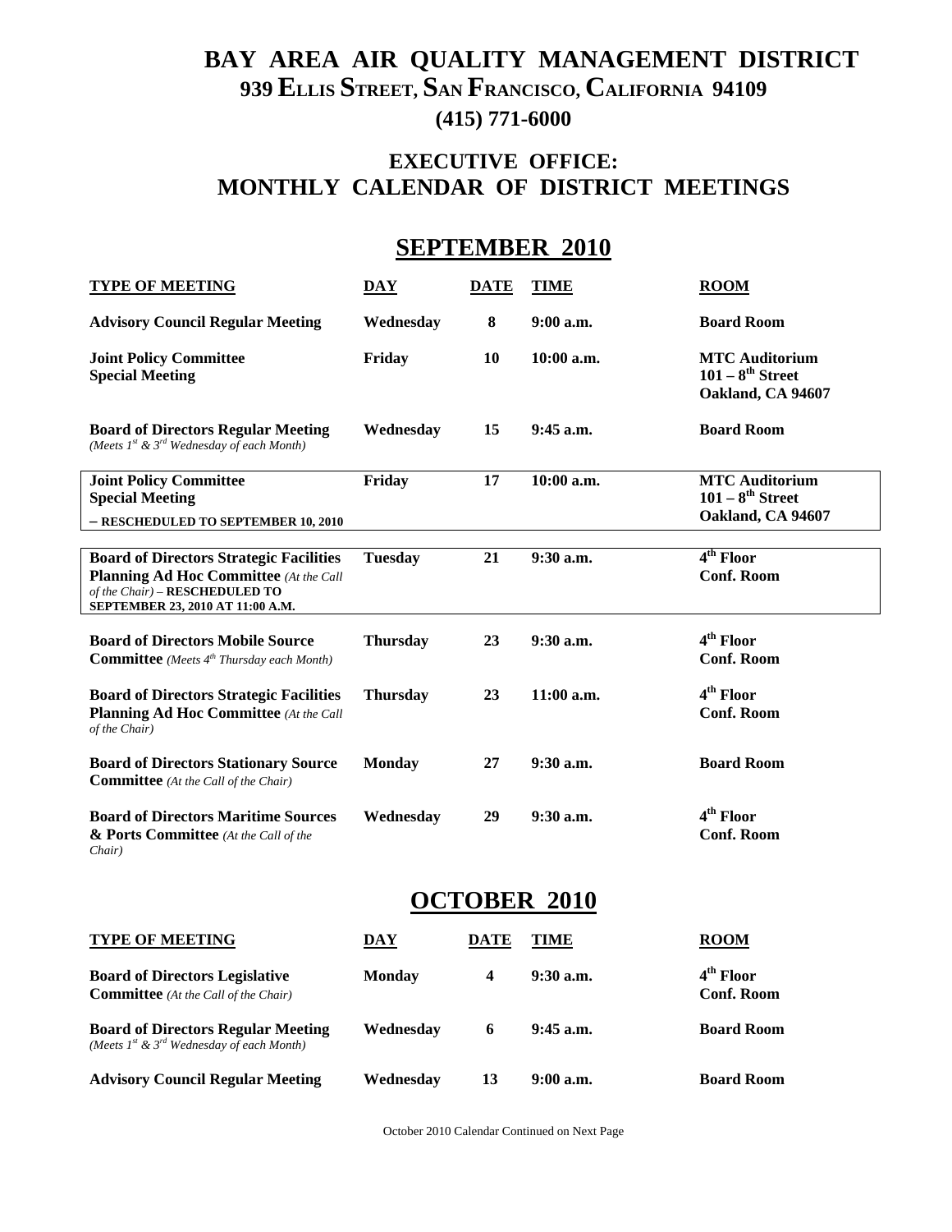# BAY AREA AIR QUALITY MANAGEMENT DISTRICT
## 939 ELLIS STREET, SAN FRANCISCO, CALIFORNIA 94109
## (415) 771-6000

## EXECUTIVE OFFICE: MONTHLY CALENDAR OF DISTRICT MEETINGS

## SEPTEMBER 2010

| TYPE OF MEETING | DAY | DATE | TIME | ROOM |
|---|---|---|---|---|
| **Advisory Council Regular Meeting** | Wednesday | 8 | 9:00 a.m. | Board Room |
| **Joint Policy Committee Special Meeting** | Friday | 10 | 10:00 a.m. | MTC Auditorium 101 – 8th Street Oakland, CA 94607 |
| **Board of Directors Regular Meeting** *(Meets 1st & 3rd Wednesday of each Month)* | Wednesday | 15 | 9:45 a.m. | Board Room |
| **Joint Policy Committee Special Meeting** – **RESCHEDULED TO SEPTEMBER 10, 2010** | Friday | 17 | 10:00 a.m. | MTC Auditorium 101 – 8th Street Oakland, CA 94607 |
| **Board of Directors Strategic Facilities Planning Ad Hoc Committee** *(At the Call of the Chair)* – **RESCHEDULED TO SEPTEMBER 23, 2010 AT 11:00 A.M.** | Tuesday | 21 | 9:30 a.m. | 4th Floor Conf. Room |
| **Board of Directors Mobile Source Committee** *(Meets 4th Thursday each Month)* | Thursday | 23 | 9:30 a.m. | 4th Floor Conf. Room |
| **Board of Directors Strategic Facilities Planning Ad Hoc Committee** *(At the Call of the Chair)* | Thursday | 23 | 11:00 a.m. | 4th Floor Conf. Room |
| **Board of Directors Stationary Source Committee** *(At the Call of the Chair)* | Monday | 27 | 9:30 a.m. | Board Room |
| **Board of Directors Maritime Sources & Ports Committee** *(At the Call of the Chair)* | Wednesday | 29 | 9:30 a.m. | 4th Floor Conf. Room |

## OCTOBER 2010

| TYPE OF MEETING | DAY | DATE | TIME | ROOM |
|---|---|---|---|---|
| **Board of Directors Legislative Committee** *(At the Call of the Chair)* | Monday | 4 | 9:30 a.m. | 4th Floor Conf. Room |
| **Board of Directors Regular Meeting** *(Meets 1st & 3rd Wednesday of each Month)* | Wednesday | 6 | 9:45 a.m. | Board Room |
| **Advisory Council Regular Meeting** | Wednesday | 13 | 9:00 a.m. | Board Room |

October 2010 Calendar Continued on Next Page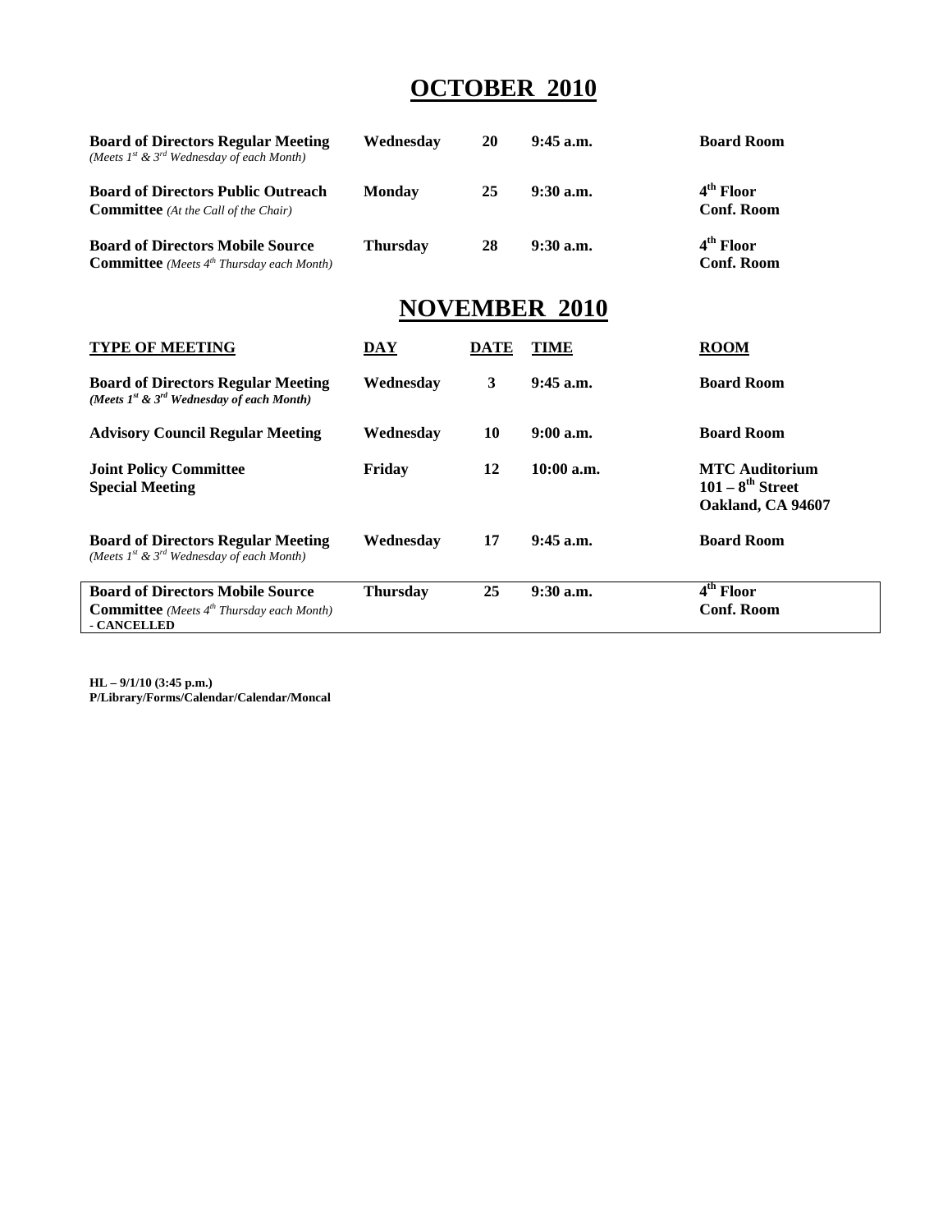# OCTOBER 2010

| | | | | |
|---|---|---|---|---|
| **Board of Directors Regular Meeting** *(Meets 1st & 3rd Wednesday of each Month)* | **Wednesday** | **20** | **9:45 a.m.** | **Board Room** |
| **Board of Directors Public Outreach Committee** *(At the Call of the Chair)* | **Monday** | **25** | **9:30 a.m.** | **4th Floor Conf. Room** |
| **Board of Directors Mobile Source Committee** *(Meets 4th Thursday each Month)* | **Thursday** | **28** | **9:30 a.m.** | **4th Floor Conf. Room** |

# NOVEMBER 2010

| TYPE OF MEETING | DAY | DATE | TIME | ROOM |
|---|---|---|---|---|
| **Board of Directors Regular Meeting** *(Meets 1st & 3rd Wednesday of each Month)* | **Wednesday** | **3** | **9:45 a.m.** | **Board Room** |
| **Advisory Council Regular Meeting** | **Wednesday** | **10** | **9:00 a.m.** | **Board Room** |
| **Joint Policy Committee Special Meeting** | **Friday** | **12** | **10:00 a.m.** | **MTC Auditorium 101 – 8th Street Oakland, CA 94607** |
| **Board of Directors Regular Meeting** *(Meets 1st & 3rd Wednesday of each Month)* | **Wednesday** | **17** | **9:45 a.m.** | **Board Room** |
| **Board of Directors Mobile Source Committee** *(Meets 4th Thursday each Month)* **- CANCELLED** | **Thursday** | **25** | **9:30 a.m.** | **4th Floor Conf. Room** |

**HL – 9/1/10 (3:45 p.m.)**
**P/Library/Forms/Calendar/Calendar/Moncal**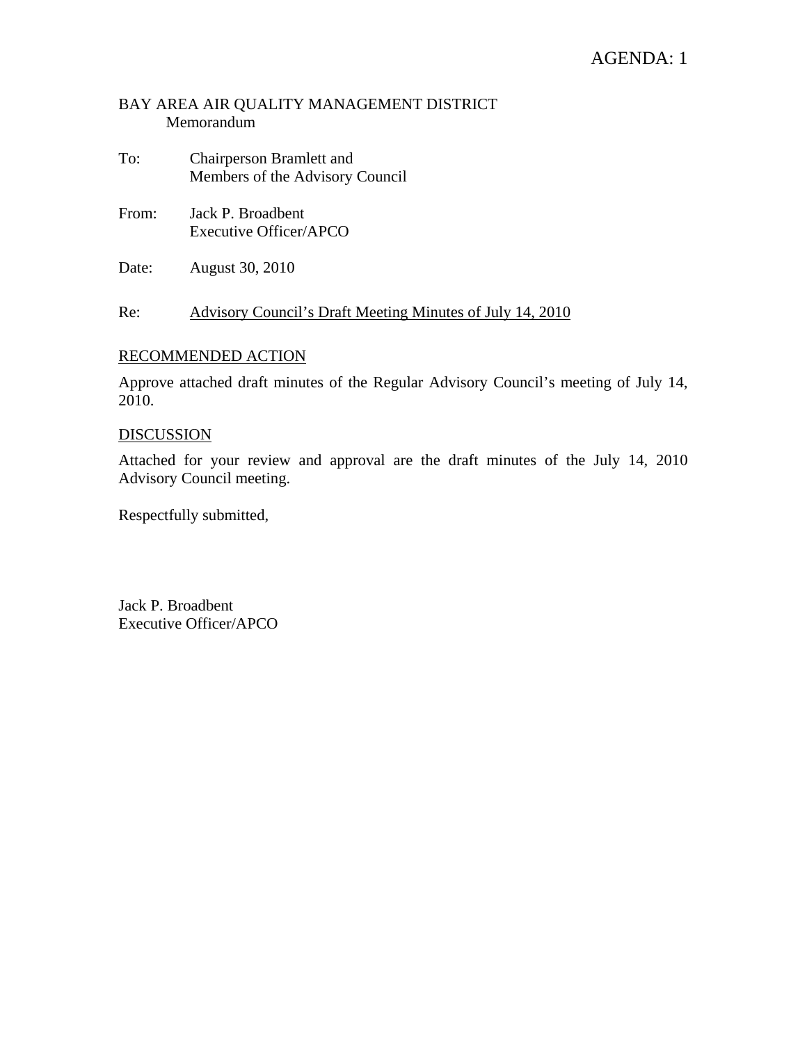AGENDA: 1

BAY AREA AIR QUALITY MANAGEMENT DISTRICT
Memorandum

To: Chairperson Bramlett and
Members of the Advisory Council

From: Jack P. Broadbent
Executive Officer/APCO

Date: August 30, 2010

Re: Advisory Council's Draft Meeting Minutes of July 14, 2010

RECOMMENDED ACTION

Approve attached draft minutes of the Regular Advisory Council's meeting of July 14, 2010.

DISCUSSION

Attached for your review and approval are the draft minutes of the July 14, 2010 Advisory Council meeting.

Respectfully submitted,

Jack P. Broadbent
Executive Officer/APCO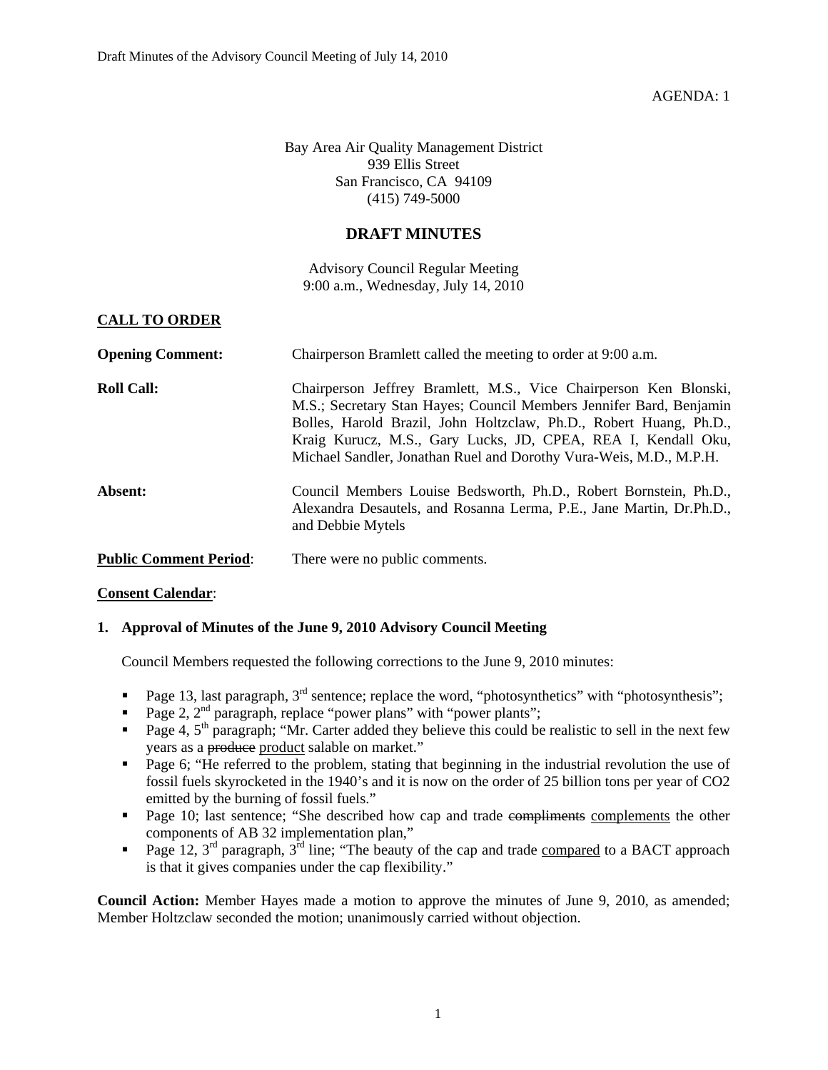AGENDA: 1

Bay Area Air Quality Management District
939 Ellis Street
San Francisco, CA 94109
(415) 749-5000

## DRAFT MINUTES

Advisory Council Regular Meeting
9:00 a.m., Wednesday, July 14, 2010

### CALL TO ORDER

**Opening Comment:** Chairperson Bramlett called the meeting to order at 9:00 a.m.

**Roll Call:** Chairperson Jeffrey Bramlett, M.S., Vice Chairperson Ken Blonski, M.S.; Secretary Stan Hayes; Council Members Jennifer Bard, Benjamin Bolles, Harold Brazil, John Holtzclaw, Ph.D., Robert Huang, Ph.D., Kraig Kurucz, M.S., Gary Lucks, JD, CPEA, REA I, Kendall Oku, Michael Sandler, Jonathan Ruel and Dorothy Vura-Weis, M.D., M.P.H.

**Absent:** Council Members Louise Bedsworth, Ph.D., Robert Bornstein, Ph.D., Alexandra Desautels, and Rosanna Lerma, P.E., Jane Martin, Dr.Ph.D., and Debbie Mytels

**Public Comment Period**: There were no public comments.

**Consent Calendar**:

**1. Approval of Minutes of the June 9, 2010 Advisory Council Meeting**

Council Members requested the following corrections to the June 9, 2010 minutes:

- Page 13, last paragraph, 3rd sentence; replace the word, "photosynthetics" with "photosynthesis";
- Page 2, 2nd paragraph, replace "power plans" with "power plants";
- Page 4, 5th paragraph; "Mr. Carter added they believe this could be realistic to sell in the next few years as a ~~produce~~ product salable on market."
- Page 6; "He referred to the problem, stating that beginning in the industrial revolution the use of fossil fuels skyrocketed in the 1940's and it is now on the order of 25 billion tons per year of $CO_2$ emitted by the burning of fossil fuels."
- Page 10; last sentence; "She described how cap and trade ~~compliments~~ complements the other components of AB 32 implementation plan,"
- Page 12, 3rd paragraph, 3rd line; "The beauty of the cap and trade compared to a BACT approach is that it gives companies under the cap flexibility."

**Council Action:** Member Hayes made a motion to approve the minutes of June 9, 2010, as amended; Member Holtzclaw seconded the motion; unanimously carried without objection.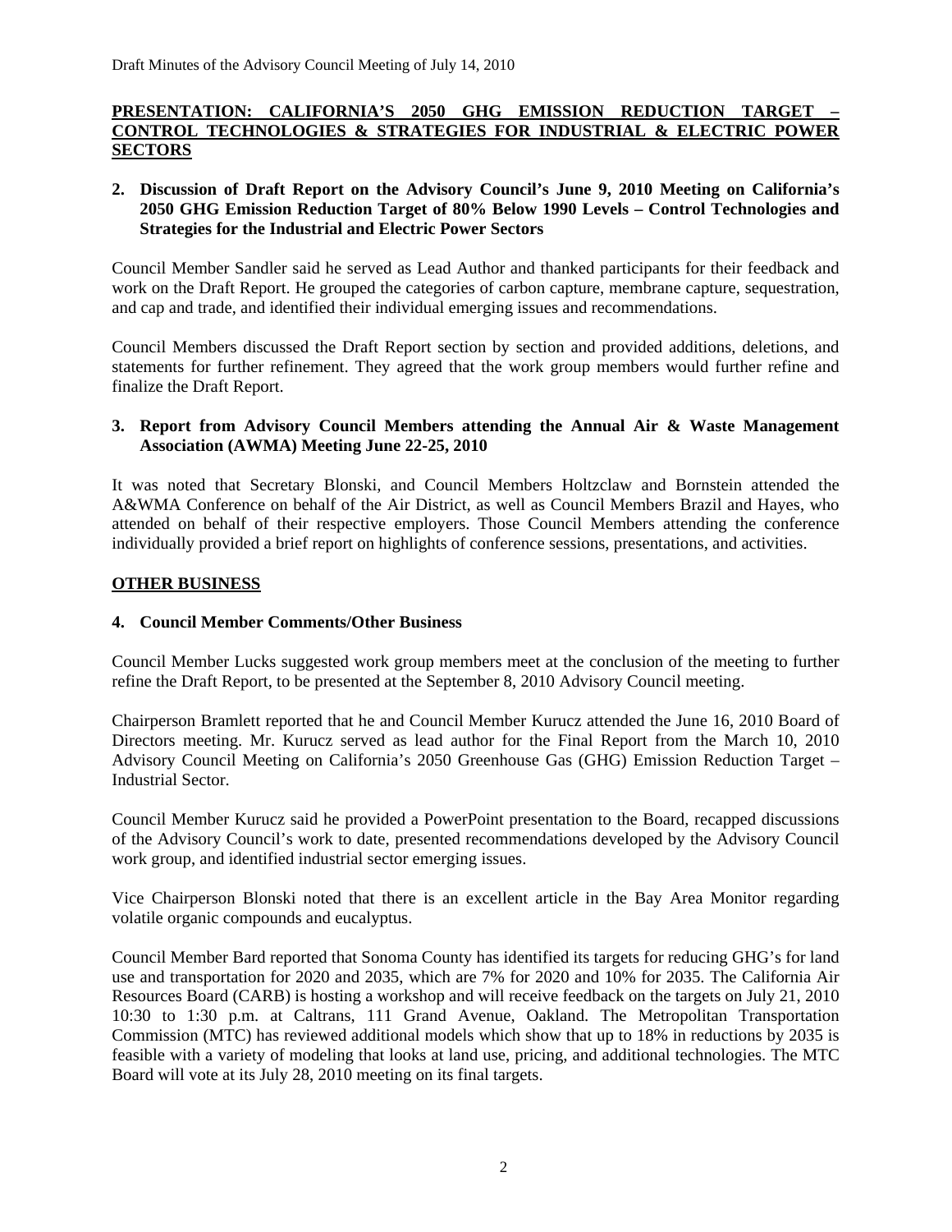**<u>PRESENTATION: CALIFORNIA'S 2050 GHG EMISSION REDUCTION TARGET – CONTROL TECHNOLOGIES & STRATEGIES FOR INDUSTRIAL & ELECTRIC POWER SECTORS</u>**

**2. Discussion of Draft Report on the Advisory Council's June 9, 2010 Meeting on California's 2050 GHG Emission Reduction Target of 80% Below 1990 Levels – Control Technologies and Strategies for the Industrial and Electric Power Sectors**

Council Member Sandler said he served as Lead Author and thanked participants for their feedback and work on the Draft Report. He grouped the categories of carbon capture, membrane capture, sequestration, and cap and trade, and identified their individual emerging issues and recommendations.

Council Members discussed the Draft Report section by section and provided additions, deletions, and statements for further refinement. They agreed that the work group members would further refine and finalize the Draft Report.

**3. Report from Advisory Council Members attending the Annual Air & Waste Management Association (AWMA) Meeting June 22-25, 2010**

It was noted that Secretary Blonski, and Council Members Holtzclaw and Bornstein attended the A&WMA Conference on behalf of the Air District, as well as Council Members Brazil and Hayes, who attended on behalf of their respective employers. Those Council Members attending the conference individually provided a brief report on highlights of conference sessions, presentations, and activities.

**<u>OTHER BUSINESS</u>**

**4. Council Member Comments/Other Business**

Council Member Lucks suggested work group members meet at the conclusion of the meeting to further refine the Draft Report, to be presented at the September 8, 2010 Advisory Council meeting.

Chairperson Bramlett reported that he and Council Member Kurucz attended the June 16, 2010 Board of Directors meeting. Mr. Kurucz served as lead author for the Final Report from the March 10, 2010 Advisory Council Meeting on California's 2050 Greenhouse Gas (GHG) Emission Reduction Target – Industrial Sector.

Council Member Kurucz said he provided a PowerPoint presentation to the Board, recapped discussions of the Advisory Council's work to date, presented recommendations developed by the Advisory Council work group, and identified industrial sector emerging issues.

Vice Chairperson Blonski noted that there is an excellent article in the Bay Area Monitor regarding volatile organic compounds and eucalyptus.

Council Member Bard reported that Sonoma County has identified its targets for reducing GHG's for land use and transportation for 2020 and 2035, which are 7% for 2020 and 10% for 2035. The California Air Resources Board (CARB) is hosting a workshop and will receive feedback on the targets on July 21, 2010 10:30 to 1:30 p.m. at Caltrans, 111 Grand Avenue, Oakland. The Metropolitan Transportation Commission (MTC) has reviewed additional models which show that up to 18% in reductions by 2035 is feasible with a variety of modeling that looks at land use, pricing, and additional technologies. The MTC Board will vote at its July 28, 2010 meeting on its final targets.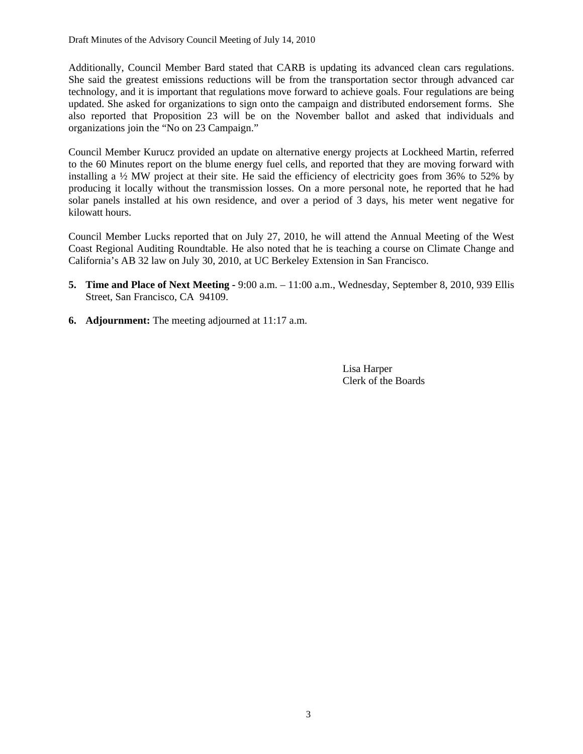Additionally, Council Member Bard stated that CARB is updating its advanced clean cars regulations. She said the greatest emissions reductions will be from the transportation sector through advanced car technology, and it is important that regulations move forward to achieve goals. Four regulations are being updated. She asked for organizations to sign onto the campaign and distributed endorsement forms. She also reported that Proposition 23 will be on the November ballot and asked that individuals and organizations join the "No on 23 Campaign."

Council Member Kurucz provided an update on alternative energy projects at Lockheed Martin, referred to the 60 Minutes report on the blume energy fuel cells, and reported that they are moving forward with installing a ½ MW project at their site. He said the efficiency of electricity goes from 36% to 52% by producing it locally without the transmission losses. On a more personal note, he reported that he had solar panels installed at his own residence, and over a period of 3 days, his meter went negative for kilowatt hours.

Council Member Lucks reported that on July 27, 2010, he will attend the Annual Meeting of the West Coast Regional Auditing Roundtable. He also noted that he is teaching a course on Climate Change and California's AB 32 law on July 30, 2010, at UC Berkeley Extension in San Francisco.

5. **Time and Place of Next Meeting -** 9:00 a.m. – 11:00 a.m., Wednesday, September 8, 2010, 939 Ellis Street, San Francisco, CA 94109.

6. **Adjournment:** The meeting adjourned at 11:17 a.m.

Lisa Harper
Clerk of the Boards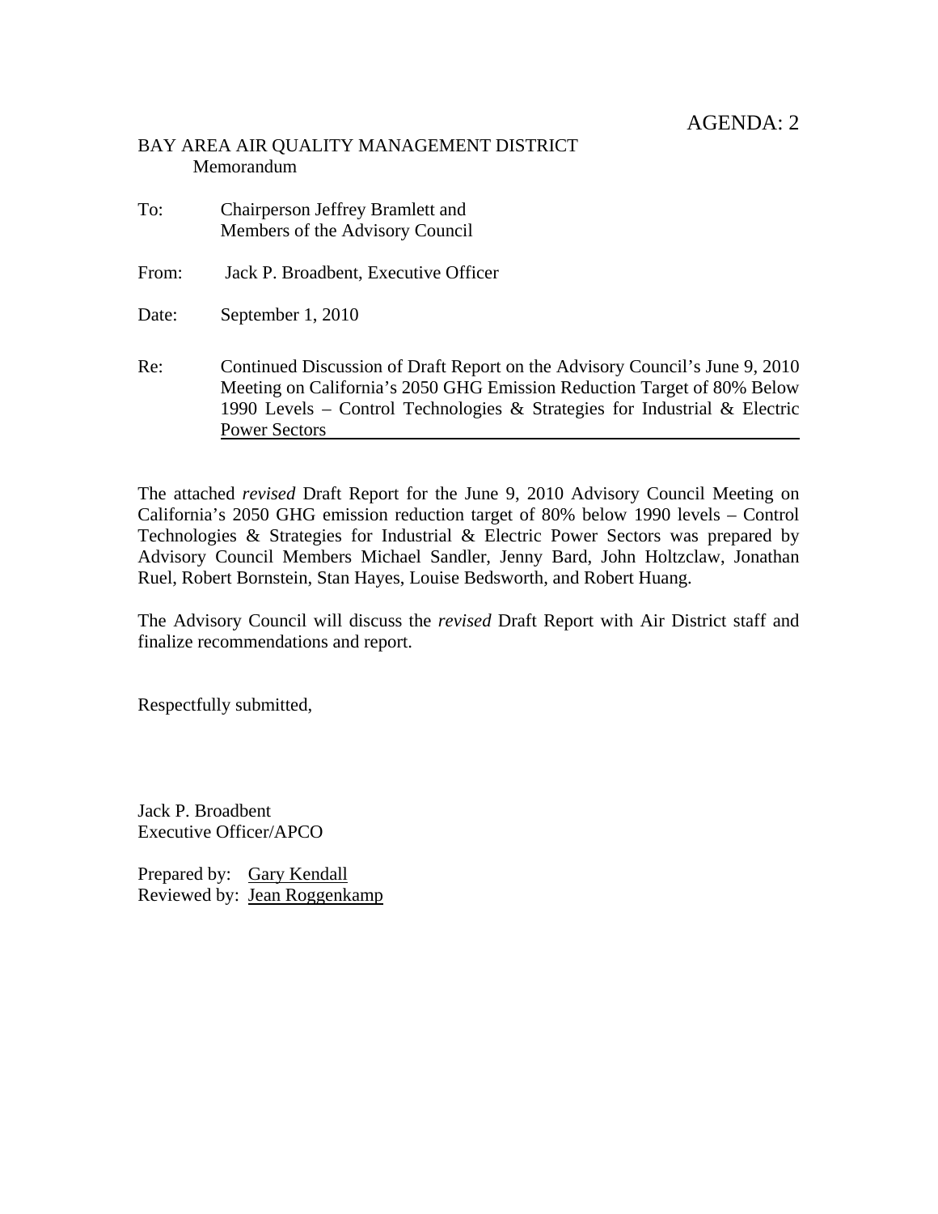AGENDA: 2

BAY AREA AIR QUALITY MANAGEMENT DISTRICT
Memorandum

To: Chairperson Jeffrey Bramlett and Members of the Advisory Council

From: Jack P. Broadbent, Executive Officer

Date: September 1, 2010

Re: Continued Discussion of Draft Report on the Advisory Council's June 9, 2010 Meeting on California's 2050 GHG Emission Reduction Target of 80% Below 1990 Levels – Control Technologies & Strategies for Industrial & Electric Power Sectors

The attached *revised* Draft Report for the June 9, 2010 Advisory Council Meeting on California's 2050 GHG emission reduction target of 80% below 1990 levels – Control Technologies & Strategies for Industrial & Electric Power Sectors was prepared by Advisory Council Members Michael Sandler, Jenny Bard, John Holtzclaw, Jonathan Ruel, Robert Bornstein, Stan Hayes, Louise Bedsworth, and Robert Huang.

The Advisory Council will discuss the *revised* Draft Report with Air District staff and finalize recommendations and report.

Respectfully submitted,

Jack P. Broadbent
Executive Officer/APCO

Prepared by: Gary Kendall
Reviewed by: Jean Roggenkamp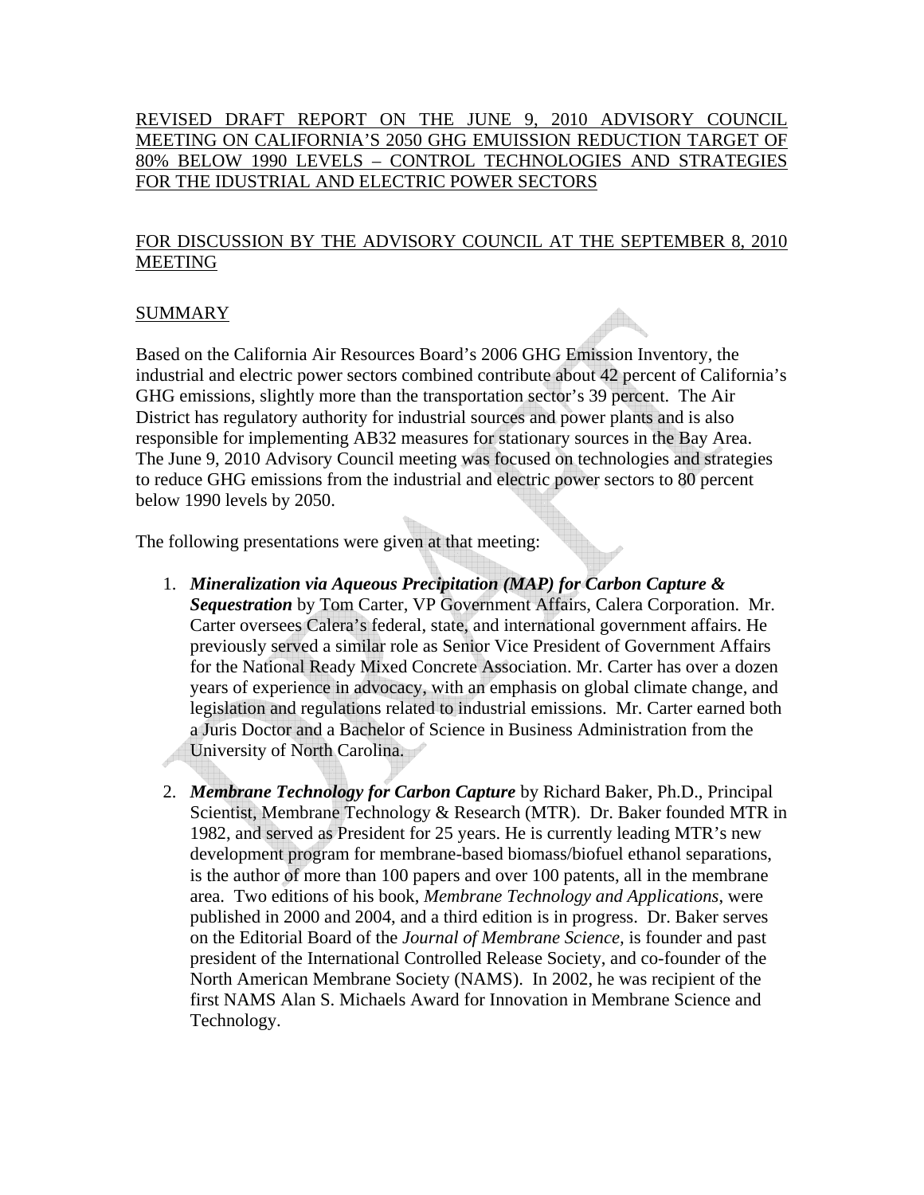REVISED DRAFT REPORT ON THE JUNE 9, 2010 ADVISORY COUNCIL MEETING ON CALIFORNIA'S 2050 GHG EMUISSION REDUCTION TARGET OF 80% BELOW 1990 LEVELS – CONTROL TECHNOLOGIES AND STRATEGIES FOR THE IDUSTRIAL AND ELECTRIC POWER SECTORS

FOR DISCUSSION BY THE ADVISORY COUNCIL AT THE SEPTEMBER 8, 2010 MEETING

SUMMARY

Based on the California Air Resources Board's 2006 GHG Emission Inventory, the industrial and electric power sectors combined contribute about 42 percent of California's GHG emissions, slightly more than the transportation sector's 39 percent. The Air District has regulatory authority for industrial sources and power plants and is also responsible for implementing AB32 measures for stationary sources in the Bay Area. The June 9, 2010 Advisory Council meeting was focused on technologies and strategies to reduce GHG emissions from the industrial and electric power sectors to 80 percent below 1990 levels by 2050.

The following presentations were given at that meeting:

1. ***Mineralization via Aqueous Precipitation (MAP) for Carbon Capture & Sequestration*** by Tom Carter, VP Government Affairs, Calera Corporation. Mr. Carter oversees Calera's federal, state, and international government affairs. He previously served a similar role as Senior Vice President of Government Affairs for the National Ready Mixed Concrete Association. Mr. Carter has over a dozen years of experience in advocacy, with an emphasis on global climate change, and legislation and regulations related to industrial emissions. Mr. Carter earned both a Juris Doctor and a Bachelor of Science in Business Administration from the University of North Carolina.

2. ***Membrane Technology for Carbon Capture*** by Richard Baker, Ph.D., Principal Scientist, Membrane Technology & Research (MTR). Dr. Baker founded MTR in 1982, and served as President for 25 years. He is currently leading MTR's new development program for membrane-based biomass/biofuel ethanol separations, is the author of more than 100 papers and over 100 patents, all in the membrane area. Two editions of his book, *Membrane Technology and Applications*, were published in 2000 and 2004, and a third edition is in progress. Dr. Baker serves on the Editorial Board of the *Journal of Membrane Science,* is founder and past president of the International Controlled Release Society, and co-founder of the North American Membrane Society (NAMS). In 2002, he was recipient of the first NAMS Alan S. Michaels Award for Innovation in Membrane Science and Technology.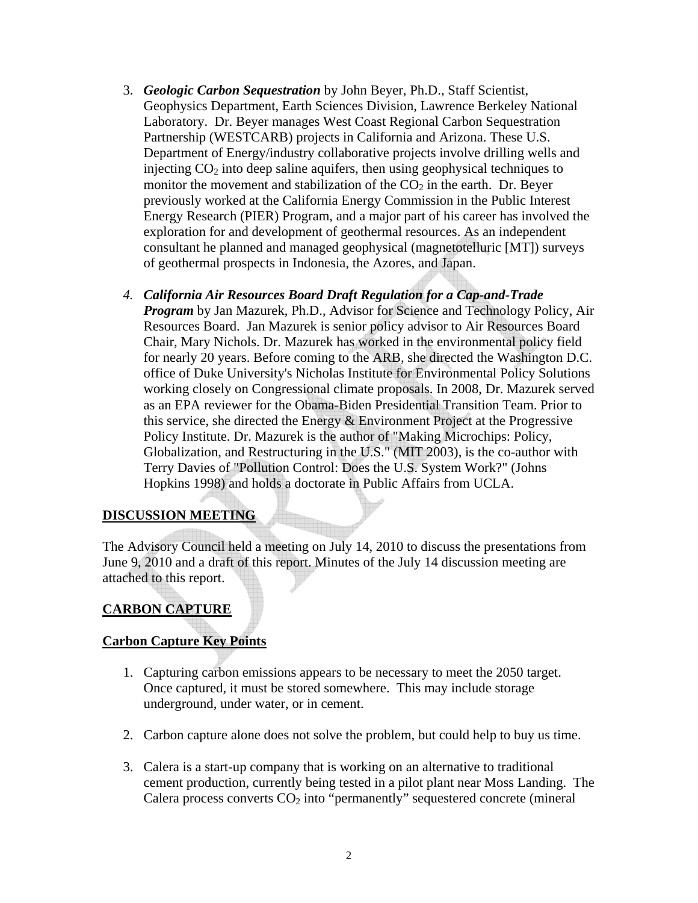3. ***Geologic Carbon Sequestration*** by John Beyer, Ph.D., Staff Scientist, Geophysics Department, Earth Sciences Division, Lawrence Berkeley National Laboratory. Dr. Beyer manages West Coast Regional Carbon Sequestration Partnership (WESTCARB) projects in California and Arizona. These U.S. Department of Energy/industry collaborative projects involve drilling wells and injecting $CO_2$ into deep saline aquifers, then using geophysical techniques to monitor the movement and stabilization of the $CO_2$ in the earth. Dr. Beyer previously worked at the California Energy Commission in the Public Interest Energy Research (PIER) Program, and a major part of his career has involved the exploration for and development of geothermal resources. As an independent consultant he planned and managed geophysical (magnetotelluric [MT]) surveys of geothermal prospects in Indonesia, the Azores, and Japan.

4. ***California Air Resources Board Draft Regulation for a Cap-and-Trade Program*** by Jan Mazurek, Ph.D., Advisor for Science and Technology Policy, Air Resources Board. Jan Mazurek is senior policy advisor to Air Resources Board Chair, Mary Nichols. Dr. Mazurek has worked in the environmental policy field for nearly 20 years. Before coming to the ARB, she directed the Washington D.C. office of Duke University's Nicholas Institute for Environmental Policy Solutions working closely on Congressional climate proposals. In 2008, Dr. Mazurek served as an EPA reviewer for the Obama-Biden Presidential Transition Team. Prior to this service, she directed the Energy & Environment Project at the Progressive Policy Institute. Dr. Mazurek is the author of "Making Microchips: Policy, Globalization, and Restructuring in the U.S." (MIT 2003), is the co-author with Terry Davies of "Pollution Control: Does the U.S. System Work?" (Johns Hopkins 1998) and holds a doctorate in Public Affairs from UCLA.

## DISCUSSION MEETING

The Advisory Council held a meeting on July 14, 2010 to discuss the presentations from June 9, 2010 and a draft of this report. Minutes of the July 14 discussion meeting are attached to this report.

## CARBON CAPTURE

### Carbon Capture Key Points

1. Capturing carbon emissions appears to be necessary to meet the 2050 target. Once captured, it must be stored somewhere. This may include storage underground, under water, or in cement.

2. Carbon capture alone does not solve the problem, but could help to buy us time.

3. Calera is a start-up company that is working on an alternative to traditional cement production, currently being tested in a pilot plant near Moss Landing. The Calera process converts $CO_2$ into "permanently" sequestered concrete (mineral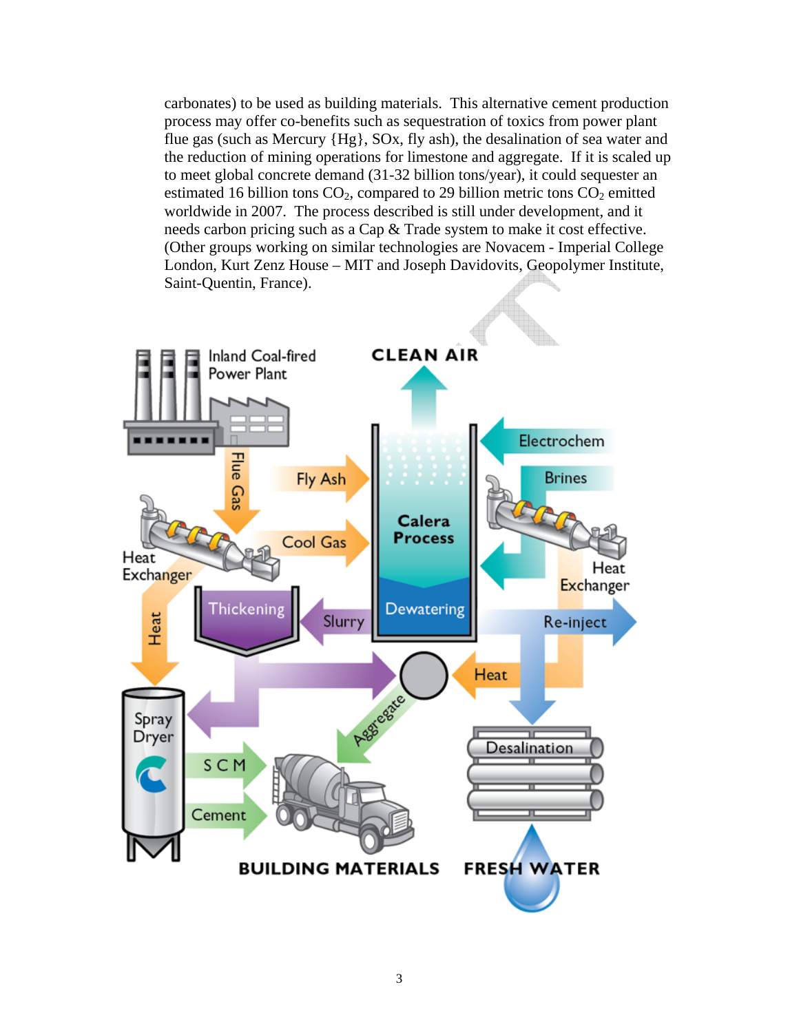carbonates) to be used as building materials. This alternative cement production process may offer co-benefits such as sequestration of toxics from power plant flue gas (such as Mercury {Hg}, SOx, fly ash), the desalination of sea water and the reduction of mining operations for limestone and aggregate. If it is scaled up to meet global concrete demand (31-32 billion tons/year), it could sequester an estimated 16 billion tons $CO_2$, compared to 29 billion metric tons $CO_2$ emitted worldwide in 2007. The process described is still under development, and it needs carbon pricing such as a Cap & Trade system to make it cost effective. (Other groups working on similar technologies are Novacem - Imperial College London, Kurt Zenz House – MIT and Joseph Davidovits, Geopolymer Institute, Saint-Quentin, France).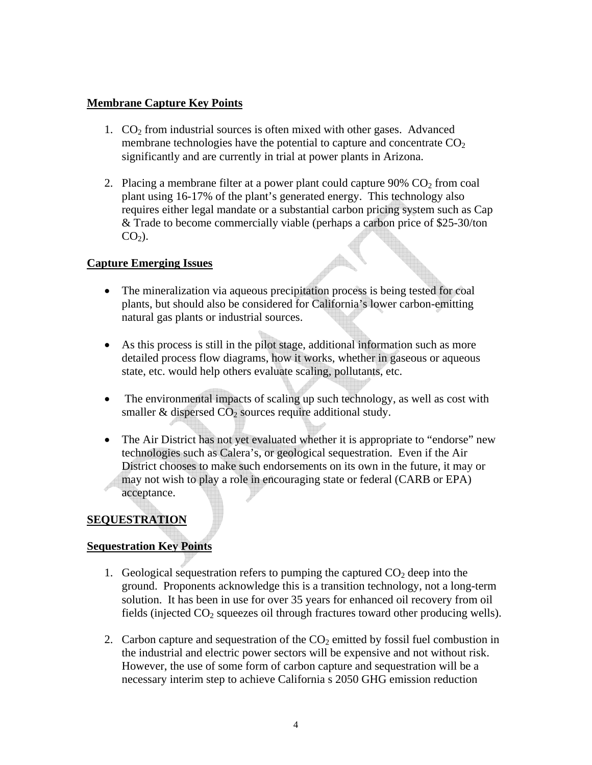**Membrane Capture Key Points**

1. $CO_2$ from industrial sources is often mixed with other gases. Advanced membrane technologies have the potential to capture and concentrate $CO_2$ significantly and are currently in trial at power plants in Arizona.

2. Placing a membrane filter at a power plant could capture 90% $CO_2$ from coal plant using 16-17% of the plant's generated energy. This technology also requires either legal mandate or a substantial carbon pricing system such as Cap & Trade to become commercially viable (perhaps a carbon price of $25-30/ton $CO_2$).

**Capture Emerging Issues**

- The mineralization via aqueous precipitation process is being tested for coal plants, but should also be considered for California's lower carbon-emitting natural gas plants or industrial sources.

- As this process is still in the pilot stage, additional information such as more detailed process flow diagrams, how it works, whether in gaseous or aqueous state, etc. would help others evaluate scaling, pollutants, etc.

- The environmental impacts of scaling up such technology, as well as cost with smaller & dispersed $CO_2$ sources require additional study.

- The Air District has not yet evaluated whether it is appropriate to "endorse" new technologies such as Calera's, or geological sequestration. Even if the Air District chooses to make such endorsements on its own in the future, it may or may not wish to play a role in encouraging state or federal (CARB or EPA) acceptance.

**SEQUESTRATION**

**Sequestration Key Points**

1. Geological sequestration refers to pumping the captured $CO_2$ deep into the ground. Proponents acknowledge this is a transition technology, not a long-term solution. It has been in use for over 35 years for enhanced oil recovery from oil fields (injected $CO_2$ squeezes oil through fractures toward other producing wells).

2. Carbon capture and sequestration of the $CO_2$ emitted by fossil fuel combustion in the industrial and electric power sectors will be expensive and not without risk. However, the use of some form of carbon capture and sequestration will be a necessary interim step to achieve California s 2050 GHG emission reduction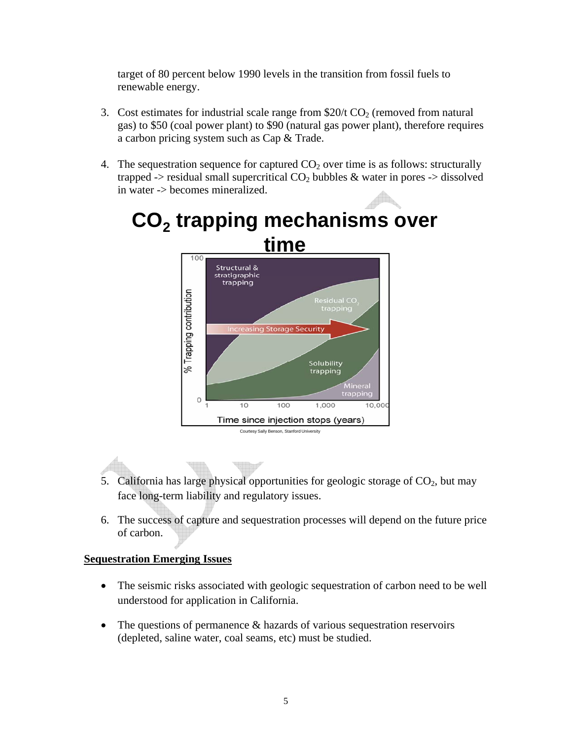target of 80 percent below 1990 levels in the transition from fossil fuels to renewable energy.

3. Cost estimates for industrial scale range from \$20/t $CO_2$ (removed from natural gas) to \$50 (coal power plant) to \$90 (natural gas power plant), therefore requires a carbon pricing system such as Cap & Trade.

4. The sequestration sequence for captured $CO_2$ over time is as follows: structurally trapped -> residual small supercritical $CO_2$ bubbles & water in pores -> dissolved in water -> becomes mineralized.

**$CO_2$ trapping mechanisms over time**

Courtesy Sally Benson, Stanford University

5. California has large physical opportunities for geologic storage of $CO_2$, but may face long-term liability and regulatory issues.

6. The success of capture and sequestration processes will depend on the future price of carbon.

**Sequestration Emerging Issues**

- The seismic risks associated with geologic sequestration of carbon need to be well understood for application in California.

- The questions of permanence & hazards of various sequestration reservoirs (depleted, saline water, coal seams, etc) must be studied.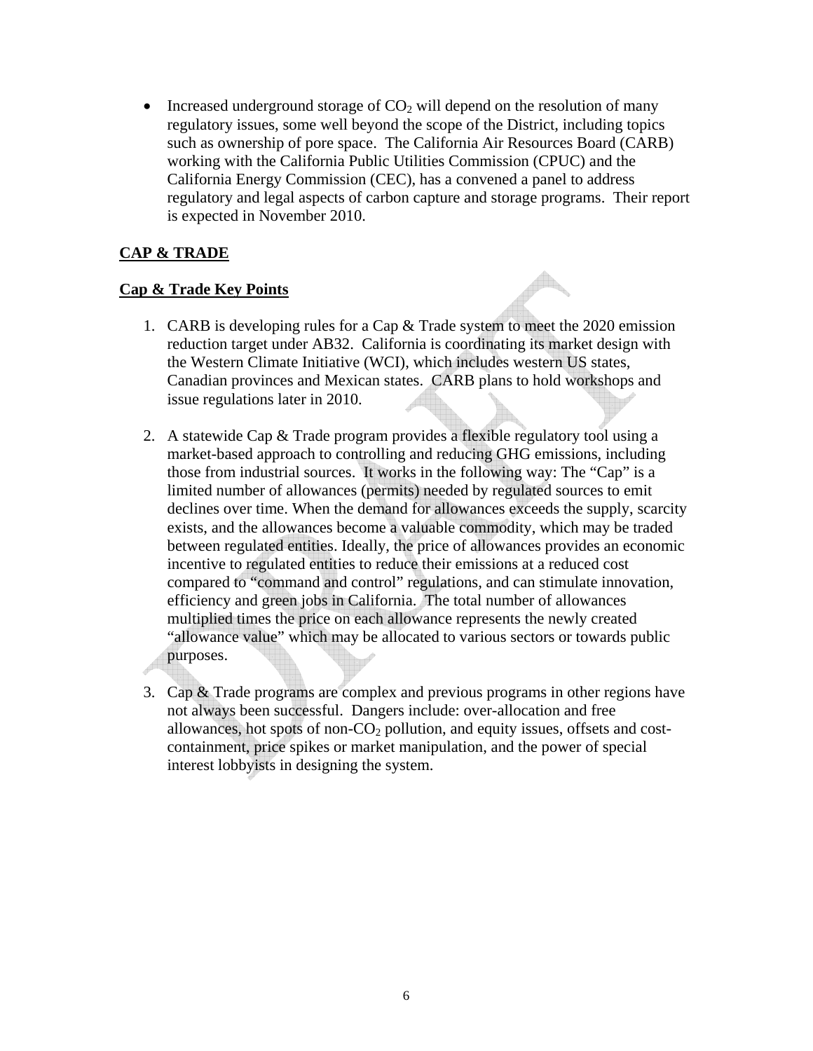- Increased underground storage of $CO_2$ will depend on the resolution of many regulatory issues, some well beyond the scope of the District, including topics such as ownership of pore space. The California Air Resources Board (CARB) working with the California Public Utilities Commission (CPUC) and the California Energy Commission (CEC), has a convened a panel to address regulatory and legal aspects of carbon capture and storage programs. Their report is expected in November 2010.

## CAP & TRADE

### Cap & Trade Key Points

1. CARB is developing rules for a Cap & Trade system to meet the 2020 emission reduction target under AB32. California is coordinating its market design with the Western Climate Initiative (WCI), which includes western US states, Canadian provinces and Mexican states. CARB plans to hold workshops and issue regulations later in 2010.

2. A statewide Cap & Trade program provides a flexible regulatory tool using a market-based approach to controlling and reducing GHG emissions, including those from industrial sources. It works in the following way: The "Cap" is a limited number of allowances (permits) needed by regulated sources to emit declines over time. When the demand for allowances exceeds the supply, scarcity exists, and the allowances become a valuable commodity, which may be traded between regulated entities. Ideally, the price of allowances provides an economic incentive to regulated entities to reduce their emissions at a reduced cost compared to "command and control" regulations, and can stimulate innovation, efficiency and green jobs in California. The total number of allowances multiplied times the price on each allowance represents the newly created "allowance value" which may be allocated to various sectors or towards public purposes.

3. Cap & Trade programs are complex and previous programs in other regions have not always been successful. Dangers include: over-allocation and free allowances, hot spots of non-$CO_2$ pollution, and equity issues, offsets and cost-containment, price spikes or market manipulation, and the power of special interest lobbyists in designing the system.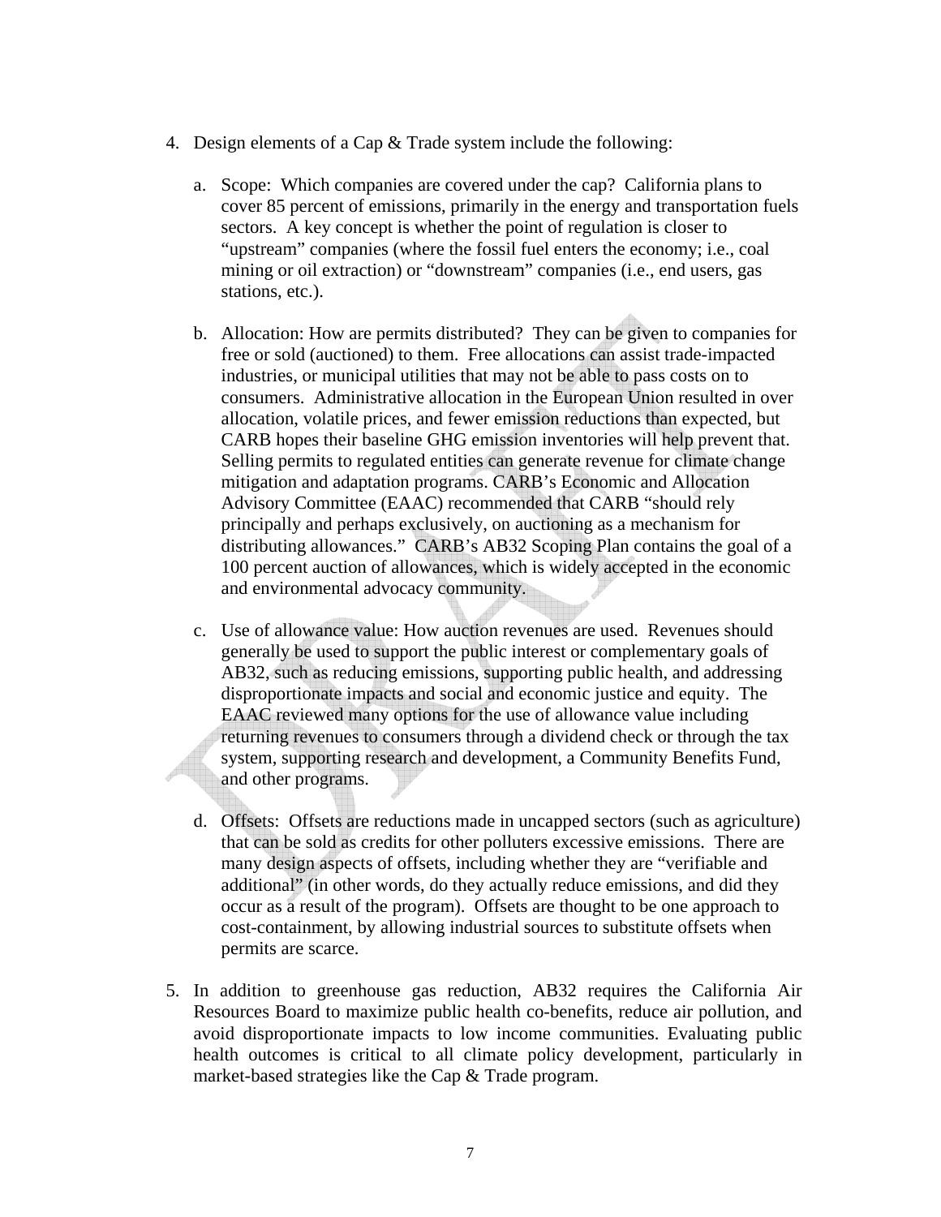4. Design elements of a Cap & Trade system include the following:

   a. Scope: Which companies are covered under the cap? California plans to cover 85 percent of emissions, primarily in the energy and transportation fuels sectors. A key concept is whether the point of regulation is closer to "upstream" companies (where the fossil fuel enters the economy; i.e., coal mining or oil extraction) or "downstream" companies (i.e., end users, gas stations, etc.).

   b. Allocation: How are permits distributed? They can be given to companies for free or sold (auctioned) to them. Free allocations can assist trade-impacted industries, or municipal utilities that may not be able to pass costs on to consumers. Administrative allocation in the European Union resulted in over allocation, volatile prices, and fewer emission reductions than expected, but CARB hopes their baseline GHG emission inventories will help prevent that. Selling permits to regulated entities can generate revenue for climate change mitigation and adaptation programs. CARB's Economic and Allocation Advisory Committee (EAAC) recommended that CARB "should rely principally and perhaps exclusively, on auctioning as a mechanism for distributing allowances." CARB's AB32 Scoping Plan contains the goal of a 100 percent auction of allowances, which is widely accepted in the economic and environmental advocacy community.

   c. Use of allowance value: How auction revenues are used. Revenues should generally be used to support the public interest or complementary goals of AB32, such as reducing emissions, supporting public health, and addressing disproportionate impacts and social and economic justice and equity. The EAAC reviewed many options for the use of allowance value including returning revenues to consumers through a dividend check or through the tax system, supporting research and development, a Community Benefits Fund, and other programs.

   d. Offsets: Offsets are reductions made in uncapped sectors (such as agriculture) that can be sold as credits for other polluters excessive emissions. There are many design aspects of offsets, including whether they are "verifiable and additional" (in other words, do they actually reduce emissions, and did they occur as a result of the program). Offsets are thought to be one approach to cost-containment, by allowing industrial sources to substitute offsets when permits are scarce.

5. In addition to greenhouse gas reduction, AB32 requires the California Air Resources Board to maximize public health co-benefits, reduce air pollution, and avoid disproportionate impacts to low income communities. Evaluating public health outcomes is critical to all climate policy development, particularly in market-based strategies like the Cap & Trade program.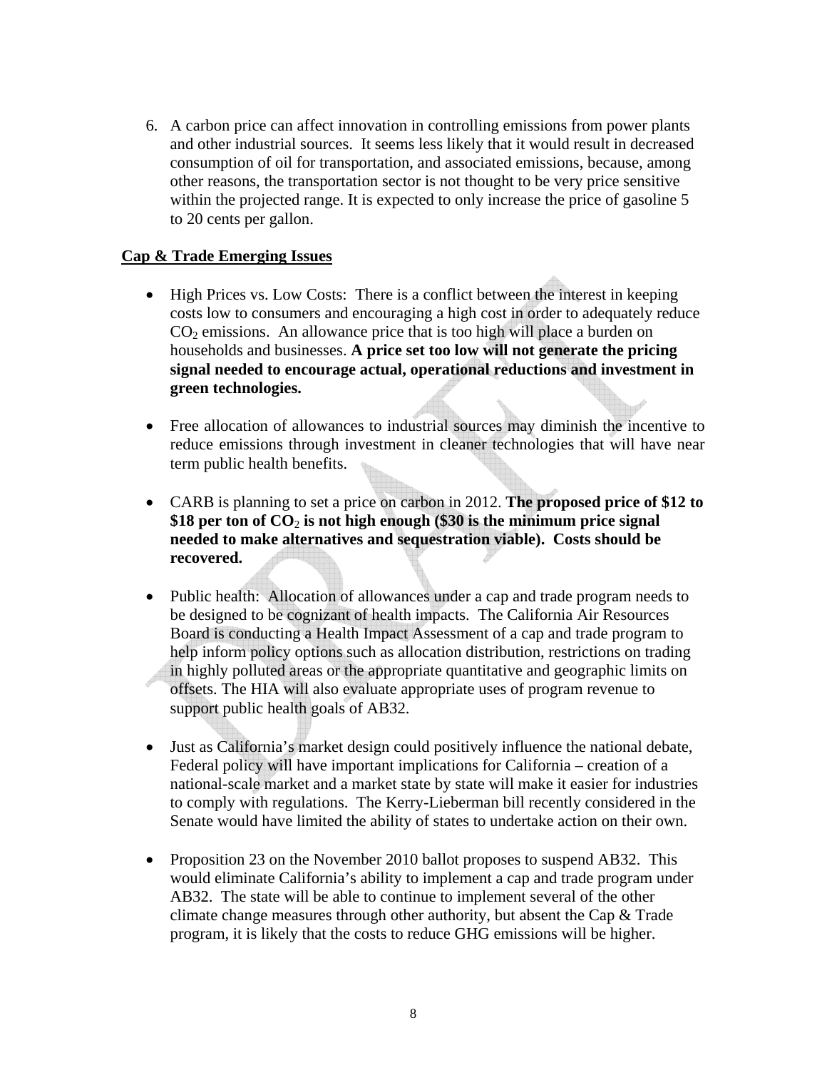6. A carbon price can affect innovation in controlling emissions from power plants and other industrial sources. It seems less likely that it would result in decreased consumption of oil for transportation, and associated emissions, because, among other reasons, the transportation sector is not thought to be very price sensitive within the projected range. It is expected to only increase the price of gasoline 5 to 20 cents per gallon.

**Cap & Trade Emerging Issues**

- High Prices vs. Low Costs: There is a conflict between the interest in keeping costs low to consumers and encouraging a high cost in order to adequately reduce $CO_2$ emissions. An allowance price that is too high will place a burden on households and businesses. **A price set too low will not generate the pricing signal needed to encourage actual, operational reductions and investment in green technologies.**

- Free allocation of allowances to industrial sources may diminish the incentive to reduce emissions through investment in cleaner technologies that will have near term public health benefits.

- CARB is planning to set a price on carbon in 2012. **The proposed price of $12 to $18 per ton of $CO_2$ is not high enough ($30 is the minimum price signal needed to make alternatives and sequestration viable). Costs should be recovered.**

- Public health: Allocation of allowances under a cap and trade program needs to be designed to be cognizant of health impacts. The California Air Resources Board is conducting a Health Impact Assessment of a cap and trade program to help inform policy options such as allocation distribution, restrictions on trading in highly polluted areas or the appropriate quantitative and geographic limits on offsets. The HIA will also evaluate appropriate uses of program revenue to support public health goals of AB32.

- Just as California's market design could positively influence the national debate, Federal policy will have important implications for California – creation of a national-scale market and a market state by state will make it easier for industries to comply with regulations. The Kerry-Lieberman bill recently considered in the Senate would have limited the ability of states to undertake action on their own.

- Proposition 23 on the November 2010 ballot proposes to suspend AB32. This would eliminate California's ability to implement a cap and trade program under AB32. The state will be able to continue to implement several of the other climate change measures through other authority, but absent the Cap & Trade program, it is likely that the costs to reduce GHG emissions will be higher.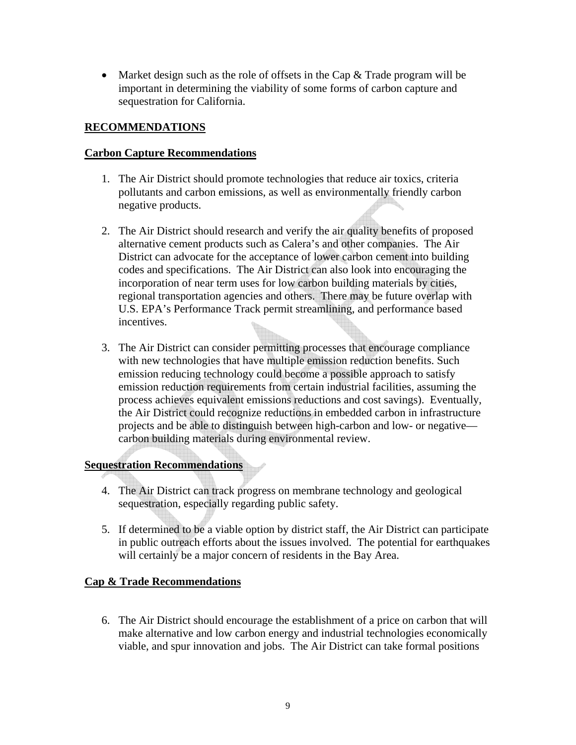- Market design such as the role of offsets in the Cap & Trade program will be important in determining the viability of some forms of carbon capture and sequestration for California.

## RECOMMENDATIONS

### Carbon Capture Recommendations

1. The Air District should promote technologies that reduce air toxics, criteria pollutants and carbon emissions, as well as environmentally friendly carbon negative products.

2. The Air District should research and verify the air quality benefits of proposed alternative cement products such as Calera's and other companies. The Air District can advocate for the acceptance of lower carbon cement into building codes and specifications. The Air District can also look into encouraging the incorporation of near term uses for low carbon building materials by cities, regional transportation agencies and others. There may be future overlap with U.S. EPA's Performance Track permit streamlining, and performance based incentives.

3. The Air District can consider permitting processes that encourage compliance with new technologies that have multiple emission reduction benefits. Such emission reducing technology could become a possible approach to satisfy emission reduction requirements from certain industrial facilities, assuming the process achieves equivalent emissions reductions and cost savings). Eventually, the Air District could recognize reductions in embedded carbon in infrastructure projects and be able to distinguish between high-carbon and low- or negative—carbon building materials during environmental review.

### Sequestration Recommendations

4. The Air District can track progress on membrane technology and geological sequestration, especially regarding public safety.

5. If determined to be a viable option by district staff, the Air District can participate in public outreach efforts about the issues involved. The potential for earthquakes will certainly be a major concern of residents in the Bay Area.

### Cap & Trade Recommendations

6. The Air District should encourage the establishment of a price on carbon that will make alternative and low carbon energy and industrial technologies economically viable, and spur innovation and jobs. The Air District can take formal positions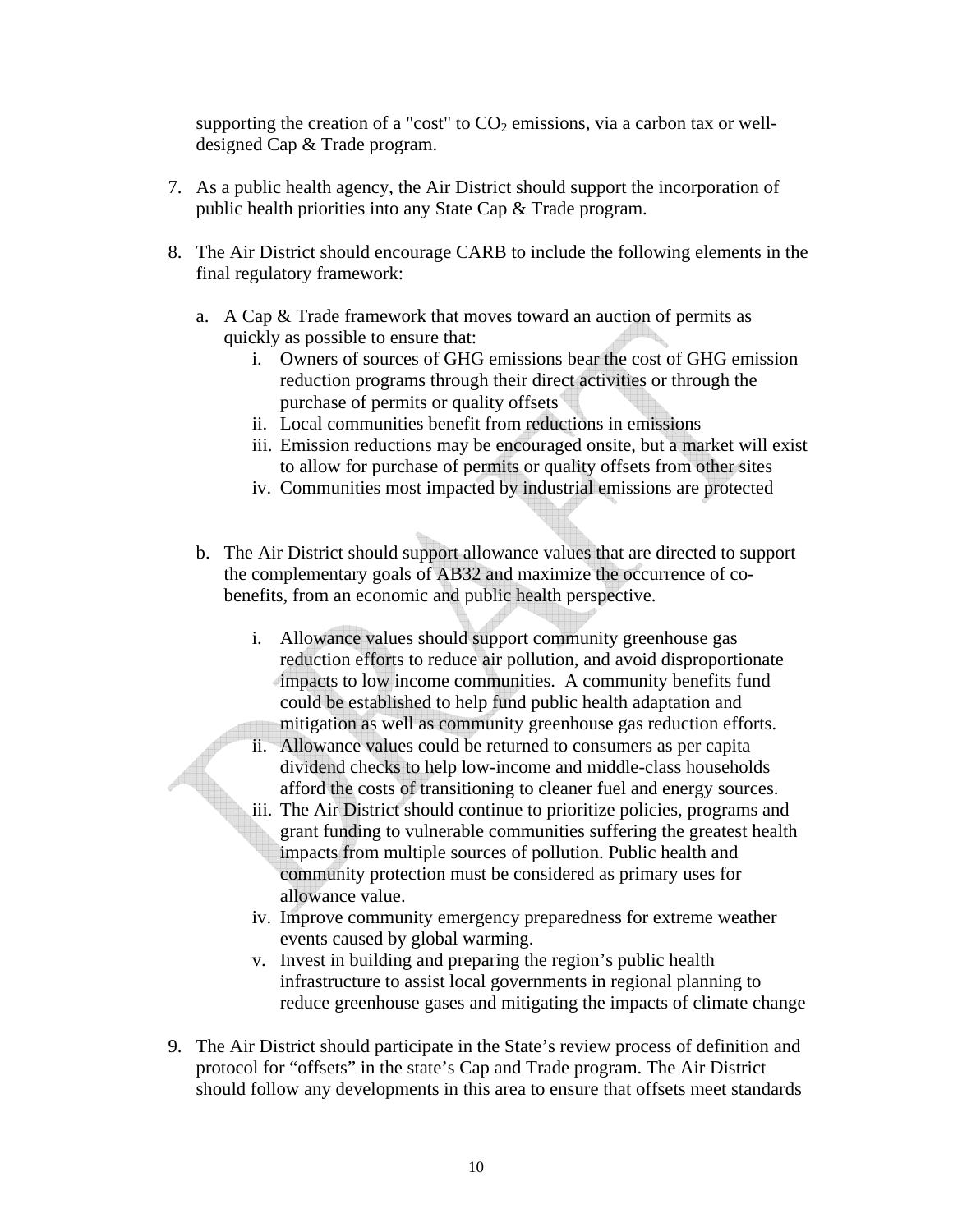supporting the creation of a "cost" to $CO_2$ emissions, via a carbon tax or well-designed Cap & Trade program.

7. As a public health agency, the Air District should support the incorporation of public health priorities into any State Cap & Trade program.

8. The Air District should encourage CARB to include the following elements in the final regulatory framework:

   a. A Cap & Trade framework that moves toward an auction of permits as quickly as possible to ensure that:
      i. Owners of sources of GHG emissions bear the cost of GHG emission reduction programs through their direct activities or through the purchase of permits or quality offsets
      ii. Local communities benefit from reductions in emissions
      iii. Emission reductions may be encouraged onsite, but a market will exist to allow for purchase of permits or quality offsets from other sites
      iv. Communities most impacted by industrial emissions are protected

   b. The Air District should support allowance values that are directed to support the complementary goals of AB32 and maximize the occurrence of co-benefits, from an economic and public health perspective.

      i. Allowance values should support community greenhouse gas reduction efforts to reduce air pollution, and avoid disproportionate impacts to low income communities. A community benefits fund could be established to help fund public health adaptation and mitigation as well as community greenhouse gas reduction efforts.
      ii. Allowance values could be returned to consumers as per capita dividend checks to help low-income and middle-class households afford the costs of transitioning to cleaner fuel and energy sources.
      iii. The Air District should continue to prioritize policies, programs and grant funding to vulnerable communities suffering the greatest health impacts from multiple sources of pollution. Public health and community protection must be considered as primary uses for allowance value.
      iv. Improve community emergency preparedness for extreme weather events caused by global warming.
      v. Invest in building and preparing the region's public health infrastructure to assist local governments in regional planning to reduce greenhouse gases and mitigating the impacts of climate change

9. The Air District should participate in the State's review process of definition and protocol for "offsets" in the state's Cap and Trade program. The Air District should follow any developments in this area to ensure that offsets meet standards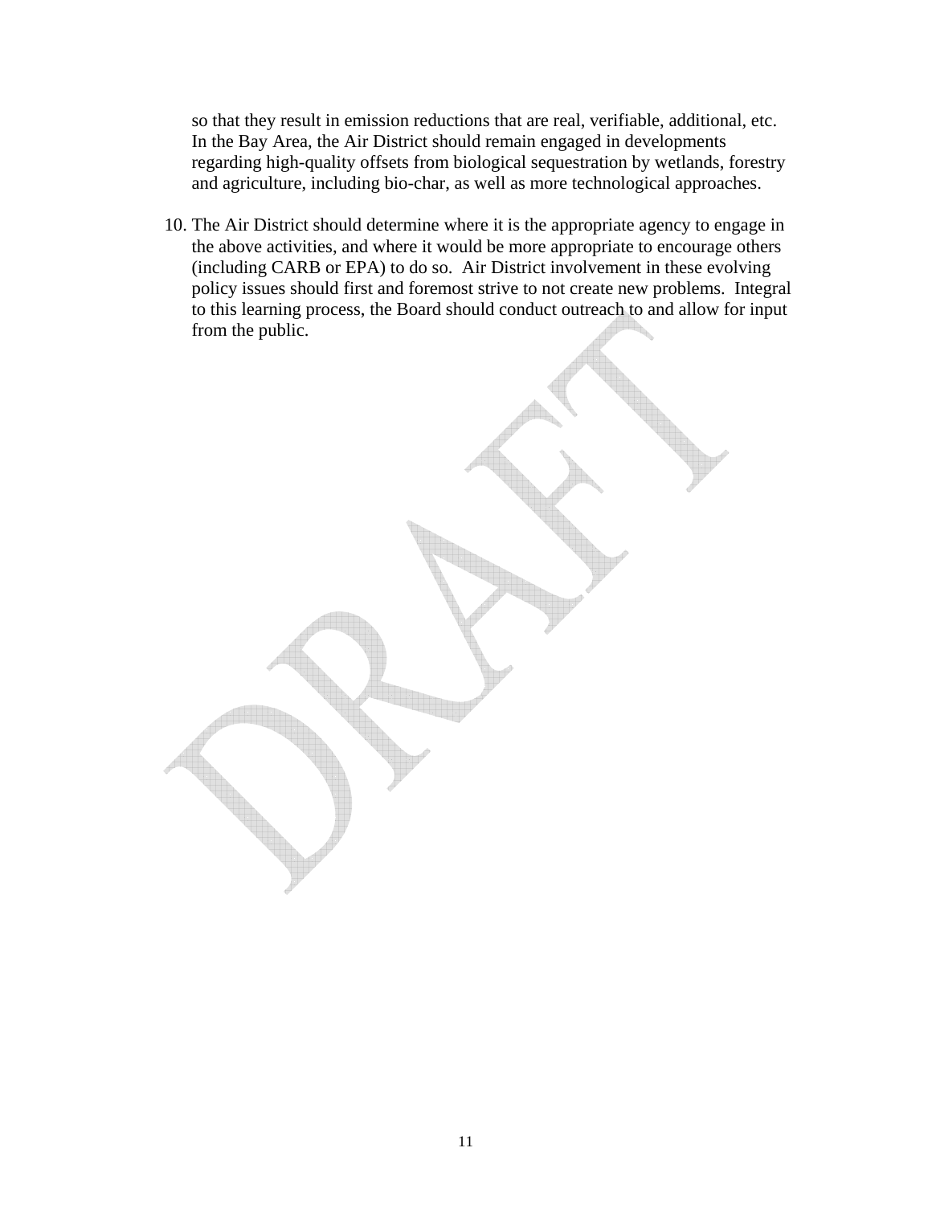so that they result in emission reductions that are real, verifiable, additional, etc. In the Bay Area, the Air District should remain engaged in developments regarding high-quality offsets from biological sequestration by wetlands, forestry and agriculture, including bio-char, as well as more technological approaches.

10. The Air District should determine where it is the appropriate agency to engage in the above activities, and where it would be more appropriate to encourage others (including CARB or EPA) to do so. Air District involvement in these evolving policy issues should first and foremost strive to not create new problems. Integral to this learning process, the Board should conduct outreach to and allow for input from the public.